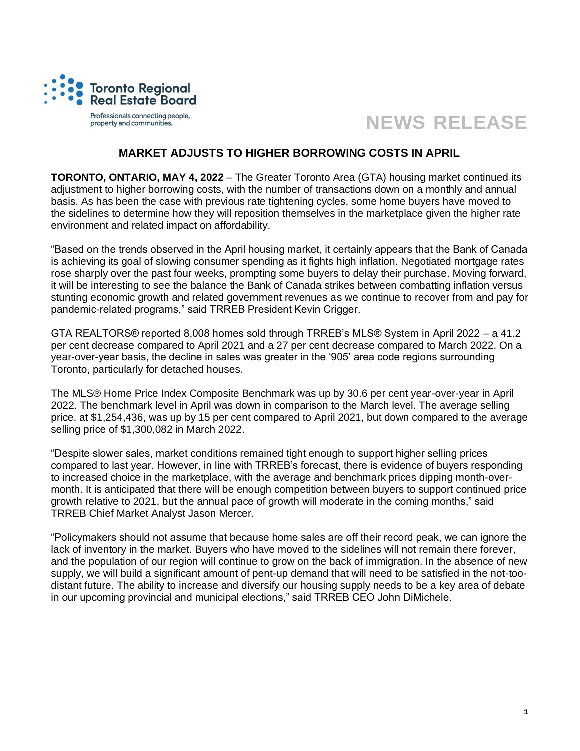Toronto Regional Real Estate Board

Professionals connecting people, property and communities.

# NEWS RELEASE

## MARKET ADJUSTS TO HIGHER BORROWING COSTS IN APRIL

**TORONTO, ONTARIO, MAY 4, 2022** – The Greater Toronto Area (GTA) housing market continued its adjustment to higher borrowing costs, with the number of transactions down on a monthly and annual basis. As has been the case with previous rate tightening cycles, some home buyers have moved to the sidelines to determine how they will reposition themselves in the marketplace given the higher rate environment and related impact on affordability.

"Based on the trends observed in the April housing market, it certainly appears that the Bank of Canada is achieving its goal of slowing consumer spending as it fights high inflation. Negotiated mortgage rates rose sharply over the past four weeks, prompting some buyers to delay their purchase. Moving forward, it will be interesting to see the balance the Bank of Canada strikes between combatting inflation versus stunting economic growth and related government revenues as we continue to recover from and pay for pandemic-related programs," said TRREB President Kevin Crigger.

GTA REALTORS® reported 8,008 homes sold through TRREB's MLS® System in April 2022 – a 41.2 per cent decrease compared to April 2021 and a 27 per cent decrease compared to March 2022. On a year-over-year basis, the decline in sales was greater in the '905' area code regions surrounding Toronto, particularly for detached houses.

The MLS® Home Price Index Composite Benchmark was up by 30.6 per cent year-over-year in April 2022. The benchmark level in April was down in comparison to the March level. The average selling price, at $1,254,436, was up by 15 per cent compared to April 2021, but down compared to the average selling price of $1,300,082 in March 2022.

"Despite slower sales, market conditions remained tight enough to support higher selling prices compared to last year. However, in line with TRREB's forecast, there is evidence of buyers responding to increased choice in the marketplace, with the average and benchmark prices dipping month-over-month. It is anticipated that there will be enough competition between buyers to support continued price growth relative to 2021, but the annual pace of growth will moderate in the coming months," said TRREB Chief Market Analyst Jason Mercer.

"Policymakers should not assume that because home sales are off their record peak, we can ignore the lack of inventory in the market. Buyers who have moved to the sidelines will not remain there forever, and the population of our region will continue to grow on the back of immigration. In the absence of new supply, we will build a significant amount of pent-up demand that will need to be satisfied in the not-too-distant future. The ability to increase and diversify our housing supply needs to be a key area of debate in our upcoming provincial and municipal elections," said TRREB CEO John DiMichele.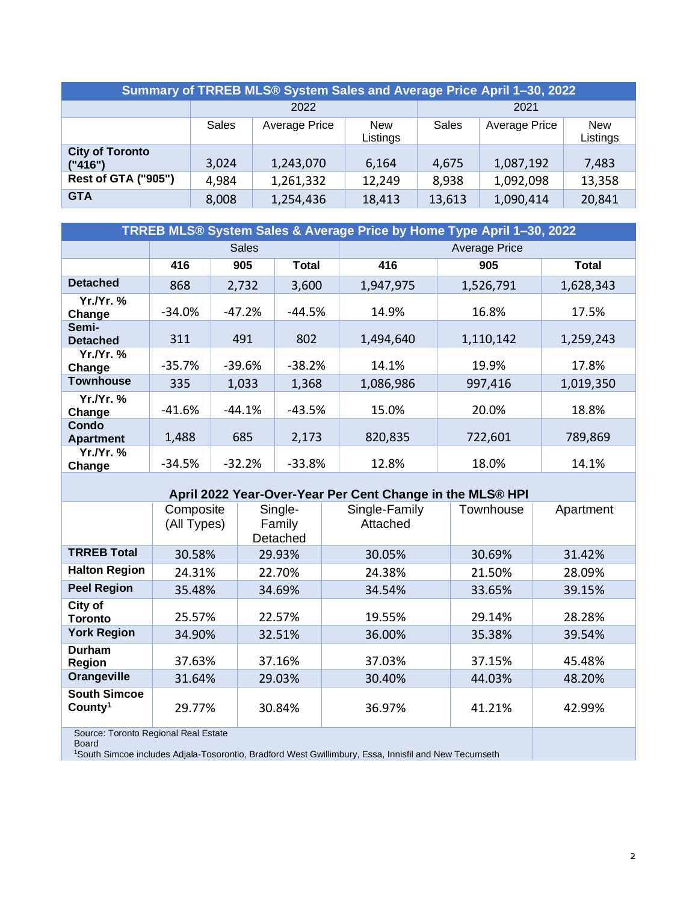| Summary of TRREB MLS® System Sales and Average Price April 1–30, 2022 | | | | | | |
|---|---|---|---|---|---|---|
| | 2022 | | | 2021 | | |
| | Sales | Average Price | New Listings | Sales | Average Price | New Listings |
| **City of Toronto ("416")** | 3,024 | 1,243,070 | 6,164 | 4,675 | 1,087,192 | 7,483 |
| **Rest of GTA ("905")** | 4,984 | 1,261,332 | 12,249 | 8,938 | 1,092,098 | 13,358 |
| **GTA** | 8,008 | 1,254,436 | 18,413 | 13,613 | 1,090,414 | 20,841 |

| TRREB MLS® System Sales & Average Price by Home Type April 1–30, 2022 | | | | | | |
|---|---|---|---|---|---|---|
| | Sales | | | Average Price | | |
| | **416** | **905** | **Total** | **416** | **905** | **Total** |
| **Detached** | 868 | 2,732 | 3,600 | 1,947,975 | 1,526,791 | 1,628,343 |
| **Yr./Yr. % Change** | -34.0% | -47.2% | -44.5% | 14.9% | 16.8% | 17.5% |
| **Semi-Detached** | 311 | 491 | 802 | 1,494,640 | 1,110,142 | 1,259,243 |
| **Yr./Yr. % Change** | -35.7% | -39.6% | -38.2% | 14.1% | 19.9% | 17.8% |
| **Townhouse** | 335 | 1,033 | 1,368 | 1,086,986 | 997,416 | 1,019,350 |
| **Yr./Yr. % Change** | -41.6% | -44.1% | -43.5% | 15.0% | 20.0% | 18.8% |
| **Condo Apartment** | 1,488 | 685 | 2,173 | 820,835 | 722,601 | 789,869 |
| **Yr./Yr. % Change** | -34.5% | -32.2% | -33.8% | 12.8% | 18.0% | 14.1% |

| April 2022 Year-Over-Year Per Cent Change in the MLS® HPI | | | | | |
|---|---|---|---|---|---|
| | Composite (All Types) | Single-Family Detached | Single-Family Attached | Townhouse | Apartment |
| **TRREB Total** | 30.58% | 29.93% | 30.05% | 30.69% | 31.42% |
| **Halton Region** | 24.31% | 22.70% | 24.38% | 21.50% | 28.09% |
| **Peel Region** | 35.48% | 34.69% | 34.54% | 33.65% | 39.15% |
| **City of Toronto** | 25.57% | 22.57% | 19.55% | 29.14% | 28.28% |
| **York Region** | 34.90% | 32.51% | 36.00% | 35.38% | 39.54% |
| **Durham Region** | 37.63% | 37.16% | 37.03% | 37.15% | 45.48% |
| **Orangeville** | 31.64% | 29.03% | 30.40% | 44.03% | 48.20% |
| **South Simcoe County[1]** | 29.77% | 30.84% | 36.97% | 41.21% | 42.99% |

Source: Toronto Regional Real Estate Board

[1]South Simcoe includes Adjala-Tosorontio, Bradford West Gwillimbury, Essa, Innisfil and New Tecumseth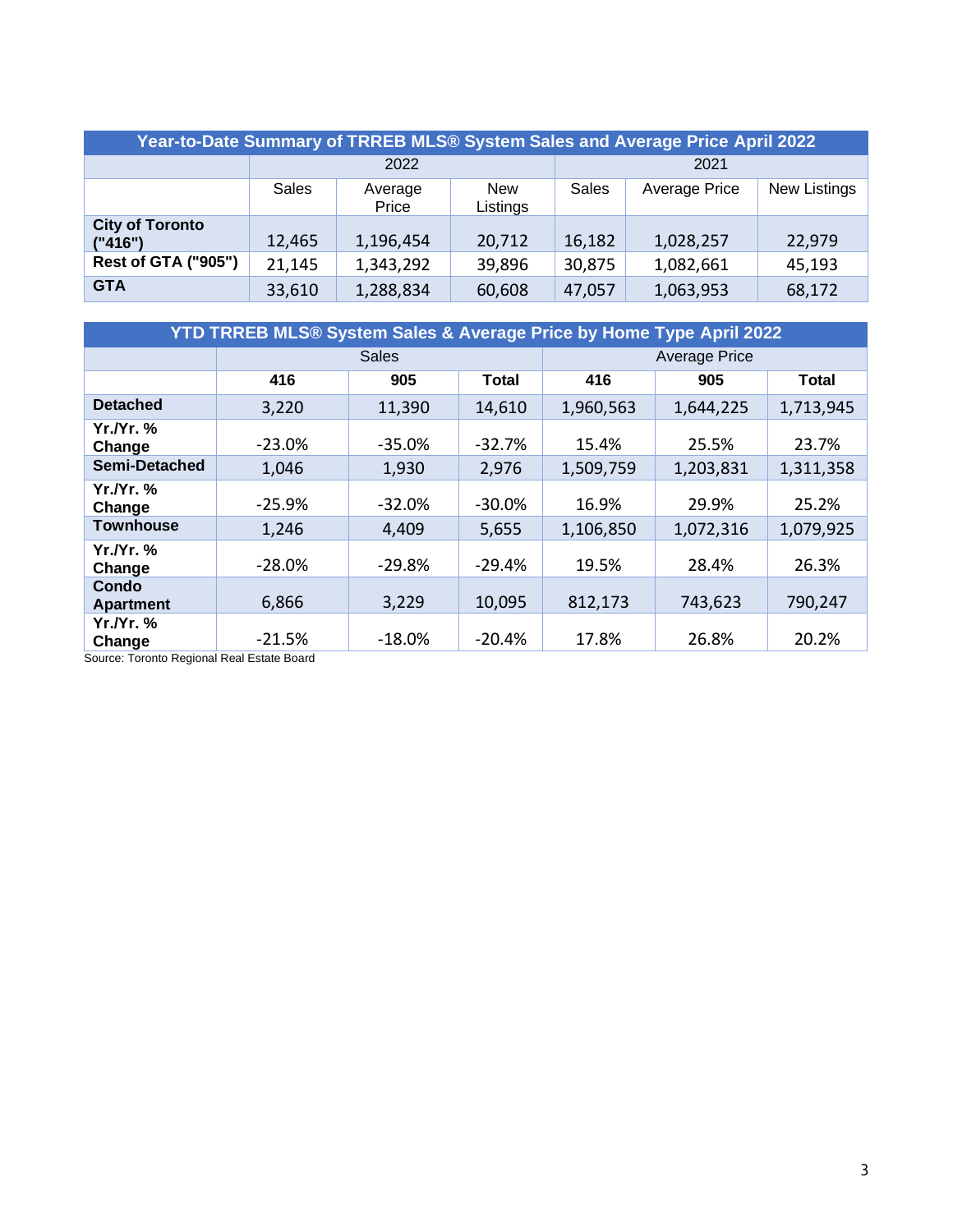| Year-to-Date Summary of TRREB MLS® System Sales and Average Price April 2022 | | | | | | |
|---|---|---|---|---|---|---|
| | 2022 | | | 2021 | | |
| | Sales | Average Price | New Listings | Sales | Average Price | New Listings |
| City of Toronto ("416") | 12,465 | 1,196,454 | 20,712 | 16,182 | 1,028,257 | 22,979 |
| Rest of GTA ("905") | 21,145 | 1,343,292 | 39,896 | 30,875 | 1,082,661 | 45,193 |
| GTA | 33,610 | 1,288,834 | 60,608 | 47,057 | 1,063,953 | 68,172 |

| YTD TRREB MLS® System Sales & Average Price by Home Type April 2022 | | | | | | |
|---|---|---|---|---|---|---|
| | Sales | | | Average Price | | |
| | 416 | 905 | Total | 416 | 905 | Total |
| Detached | 3,220 | 11,390 | 14,610 | 1,960,563 | 1,644,225 | 1,713,945 |
| Yr./Yr. % Change | -23.0% | -35.0% | -32.7% | 15.4% | 25.5% | 23.7% |
| Semi-Detached | 1,046 | 1,930 | 2,976 | 1,509,759 | 1,203,831 | 1,311,358 |
| Yr./Yr. % Change | -25.9% | -32.0% | -30.0% | 16.9% | 29.9% | 25.2% |
| Townhouse | 1,246 | 4,409 | 5,655 | 1,106,850 | 1,072,316 | 1,079,925 |
| Yr./Yr. % Change | -28.0% | -29.8% | -29.4% | 19.5% | 28.4% | 26.3% |
| Condo Apartment | 6,866 | 3,229 | 10,095 | 812,173 | 743,623 | 790,247 |
| Yr./Yr. % Change | -21.5% | -18.0% | -20.4% | 17.8% | 26.8% | 20.2% |

Source: Toronto Regional Real Estate Board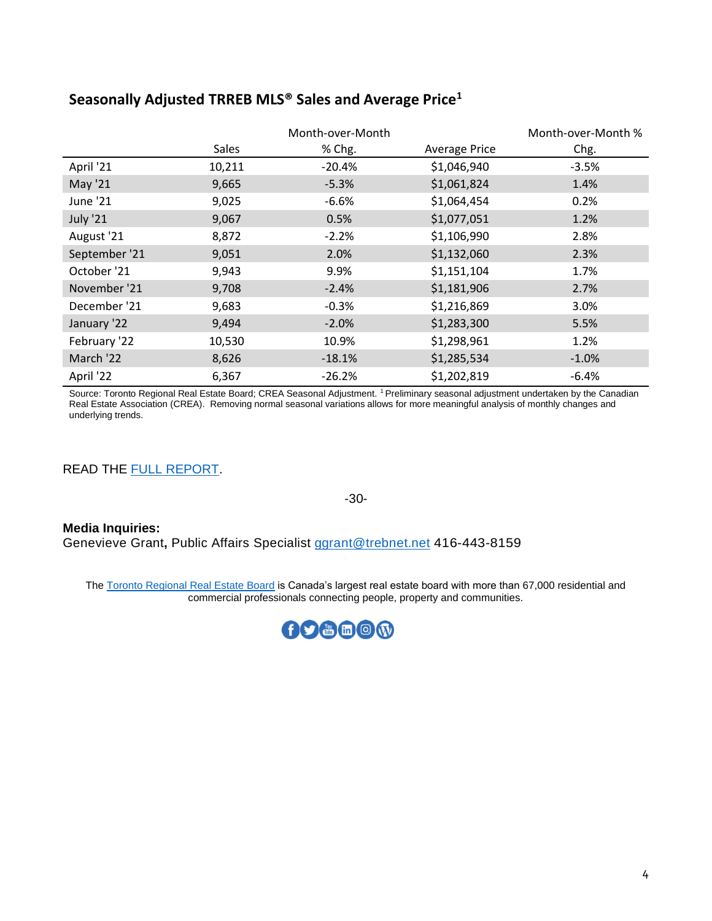## Seasonally Adjusted TRREB MLS® Sales and Average Price[1]

| | Sales | Month-over-Month % Chg. | Average Price | Month-over-Month % Chg. |
|---|---|---|---|---|
| April '21 | 10,211 | -20.4% | $1,046,940 | -3.5% |
| May '21 | 9,665 | -5.3% | $1,061,824 | 1.4% |
| June '21 | 9,025 | -6.6% | $1,064,454 | 0.2% |
| July '21 | 9,067 | 0.5% | $1,077,051 | 1.2% |
| August '21 | 8,872 | -2.2% | $1,106,990 | 2.8% |
| September '21 | 9,051 | 2.0% | $1,132,060 | 2.3% |
| October '21 | 9,943 | 9.9% | $1,151,104 | 1.7% |
| November '21 | 9,708 | -2.4% | $1,181,906 | 2.7% |
| December '21 | 9,683 | -0.3% | $1,216,869 | 3.0% |
| January '22 | 9,494 | -2.0% | $1,283,300 | 5.5% |
| February '22 | 10,530 | 10.9% | $1,298,961 | 1.2% |
| March '22 | 8,626 | -18.1% | $1,285,534 | -1.0% |
| April '22 | 6,367 | -26.2% | $1,202,819 | -6.4% |

Source: Toronto Regional Real Estate Board; CREA Seasonal Adjustment. [1] Preliminary seasonal adjustment undertaken by the Canadian Real Estate Association (CREA). Removing normal seasonal variations allows for more meaningful analysis of monthly changes and underlying trends.

READ THE FULL REPORT.

-30-

**Media Inquiries:**
Genevieve Grant**,** Public Affairs Specialist ggrant@trebnet.net 416-443-8159

The Toronto Regional Real Estate Board is Canada's largest real estate board with more than 67,000 residential and commercial professionals connecting people, property and communities.